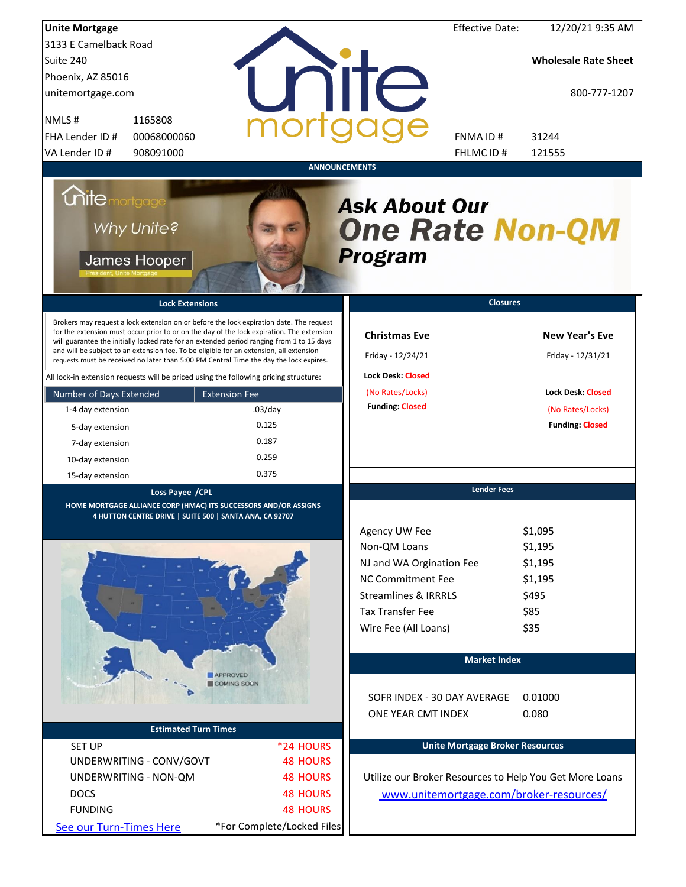**Unite Mortgage**
3133 E Camelback Road
Suite 240
Phoenix, AZ 85016
unitemortgage.com

| | |
|---|---|
| NMLS # | 1165808 |
| FHA Lender ID # | 00068000060 |
| VA Lender ID # | 908091000 |

Effective Date: 12/20/21 9:35 AM

**Wholesale Rate Sheet**

800-777-1207

| | |
|---|---|
| FNMA ID # | 31244 |
| FHLMC ID # | 121555 |

## ANNOUNCEMENTS

Unite mortgage — Why Unite? — James Hooper, President, Unite Mortgage

***Ask About Our One Rate Non-QM Program***

## Lock Extensions

Brokers may request a lock extension on or before the lock expiration date. The request for the extension must occur prior to or on the day of the lock expiration. The extension will guarantee the initially locked rate for an extended period ranging from 1 to 15 days and will be subject to an extension fee. To be eligible for an extension, all extension requests must be received no later than 5:00 PM Central Time the day the lock expires.

All lock-in extension requests will be priced using the following pricing structure:

| Number of Days Extended | Extension Fee |
|---|---|
| 1-4 day extension | .03/day |
| 5-day extension | 0.125 |
| 7-day extension | 0.187 |
| 10-day extension | 0.259 |
| 15-day extension | 0.375 |

## Closures

| Christmas Eve | New Year's Eve |
|---|---|
| Friday - 12/24/21 | Friday - 12/31/21 |
| Lock Desk: Closed | Lock Desk: Closed |
| (No Rates/Locks) | (No Rates/Locks) |
| Funding: Closed | Funding: Closed |

## Loss Payee /CPL

HOME MORTGAGE ALLIANCE CORP (HMAC) ITS SUCCESSORS AND/OR ASSIGNS
4 HUTTON CENTRE DRIVE | SUITE 500 | SANTA ANA, CA 92707

## Lender Fees

| Fee | Amount |
|---|---|
| Agency UW Fee | $1,095 |
| Non-QM Loans | $1,195 |
| NJ and WA Orgination Fee | $1,195 |
| NC Commitment Fee | $1,195 |
| Streamlines & IRRRLS | $495 |
| Tax Transfer Fee | $85 |
| Wire Fee (All Loans) | $35 |

APPROVED
COMING SOON

## Market Index

| Index | Value |
|---|---|
| SOFR INDEX - 30 DAY AVERAGE | 0.01000 |
| ONE YEAR CMT INDEX | 0.080 |

## Estimated Turn Times

| | |
|---|---|
| SET UP | *24 HOURS |
| UNDERWRITING - CONV/GOVT | 48 HOURS |
| UNDERWRITING - NON-QM | 48 HOURS |
| DOCS | 48 HOURS |
| FUNDING | 48 HOURS |

See our Turn-Times Here — *For Complete/Locked Files

## Unite Mortgage Broker Resources

Utilize our Broker Resources to Help You Get More Loans
www.unitemortgage.com/broker-resources/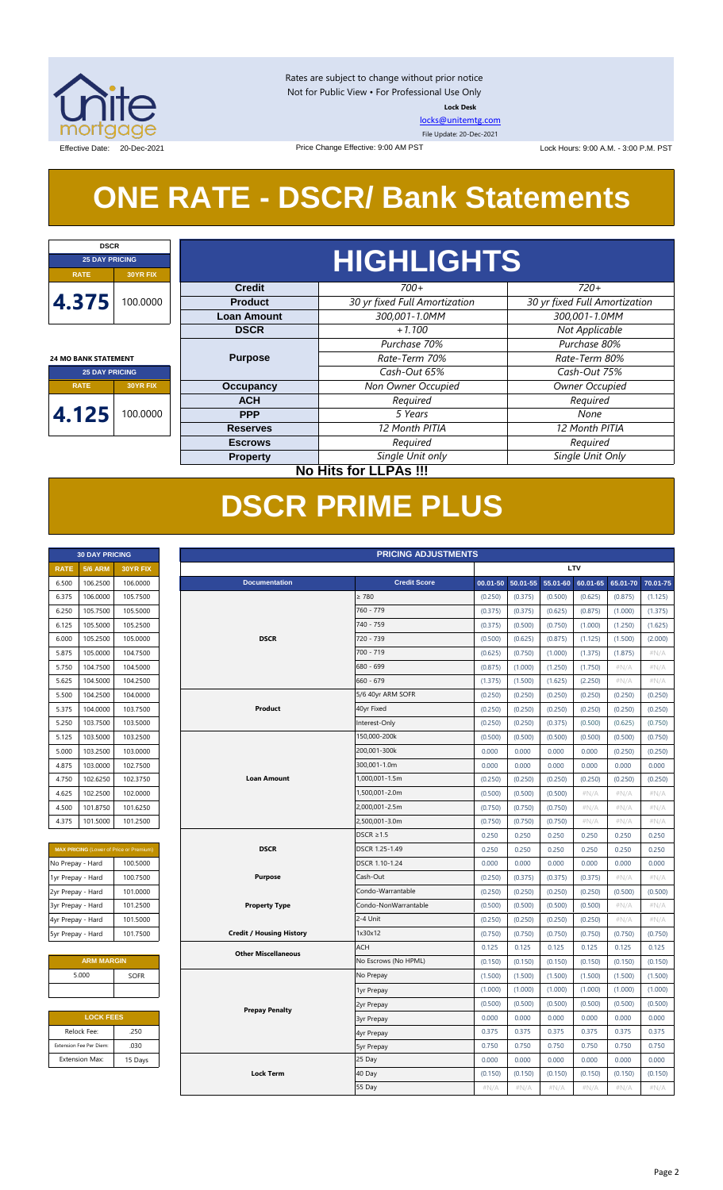Rates are subject to change without prior notice
Not for Public View • For Professional Use Only

**Lock Desk**

locks@unitemtg.com

File Update: 20-Dec-2021

Effective Date: 20-Dec-2021 | Price Change Effective: 9:00 AM PST | Lock Hours: 9:00 A.M. - 3:00 P.M. PST

# ONE RATE - DSCR/ Bank Statements

| DSCR | |
|---|---|
| 25 DAY PRICING | |
| RATE | 30YR FIX |
| 4.375 | 100.0000 |

| 24 MO BANK STATEMENT | |
|---|---|
| 25 DAY PRICING | |
| RATE | 30YR FIX |
| 4.125 | 100.0000 |

## HIGHLIGHTS

| | | |
|---|---|---|
| **Credit** | *700+* | *720+* |
| **Product** | *30 yr fixed Full Amortization* | *30 yr fixed Full Amortization* |
| **Loan Amount** | *300,001-1.0MM* | *300,001-1.0MM* |
| **DSCR** | *+1.100* | *Not Applicable* |
| **Purpose** | *Purchase 70%* | *Purchase 80%* |
| | *Rate-Term 70%* | *Rate-Term 80%* |
| | *Cash-Out 65%* | *Cash-Out 75%* |
| **Occupancy** | *Non Owner Occupied* | *Owner Occupied* |
| **ACH** | *Required* | *Required* |
| **PPP** | *5 Years* | *None* |
| **Reserves** | *12 Month PITIA* | *12 Month PITIA* |
| **Escrows** | *Required* | *Required* |
| **Property** | *Single Unit only* | *Single Unit Only* |

**No Hits for LLPAs !!!**

# DSCR PRIME PLUS

| 30 DAY PRICING | | |
|---|---|---|
| RATE | 5/6 ARM | 30YR FIX |
| 6.500 | 106.2500 | 106.0000 |
| 6.375 | 106.0000 | 105.7500 |
| 6.250 | 105.7500 | 105.5000 |
| 6.125 | 105.5000 | 105.2500 |
| 6.000 | 105.2500 | 105.0000 |
| 5.875 | 105.0000 | 104.7500 |
| 5.750 | 104.7500 | 104.5000 |
| 5.625 | 104.5000 | 104.2500 |
| 5.500 | 104.2500 | 104.0000 |
| 5.375 | 104.0000 | 103.7500 |
| 5.250 | 103.7500 | 103.5000 |
| 5.125 | 103.5000 | 103.2500 |
| 5.000 | 103.2500 | 103.0000 |
| 4.875 | 103.0000 | 102.7500 |
| 4.750 | 102.6250 | 102.3750 |
| 4.625 | 102.2500 | 102.0000 |
| 4.500 | 101.8750 | 101.6250 |
| 4.375 | 101.5000 | 101.2500 |

| MAX PRICING (Lower of Price or Premium) | |
|---|---|
| No Prepay - Hard | 100.5000 |
| 1yr Prepay - Hard | 100.7500 |
| 2yr Prepay - Hard | 101.0000 |
| 3yr Prepay - Hard | 101.2500 |
| 4yr Prepay - Hard | 101.5000 |
| 5yr Prepay - Hard | 101.7500 |

| ARM MARGIN | |
|---|---|
| 5.000 | SOFR |

| LOCK FEES | |
|---|---|
| Relock Fee: | .250 |
| Extension Fee Per Diem: | .030 |
| Extension Max: | 15 Days |

| PRICING ADJUSTMENTS | | | | | | | |
|---|---|---|---|---|---|---|---|
| | | LTV | | | | | |
| **Documentation** | **Credit Score** | 00.01-50 | 50.01-55 | 55.01-60 | 60.01-65 | 65.01-70 | 70.01-75 |
| DSCR | ≥ 780 | (0.250) | (0.375) | (0.500) | (0.625) | (0.875) | (1.125) |
| | 760 - 779 | (0.375) | (0.375) | (0.625) | (0.875) | (1.000) | (1.375) |
| | 740 - 759 | (0.375) | (0.500) | (0.750) | (1.000) | (1.250) | (1.625) |
| | 720 - 739 | (0.500) | (0.625) | (0.875) | (1.125) | (1.500) | (2.000) |
| | 700 - 719 | (0.625) | (0.750) | (1.000) | (1.375) | (1.875) | #N/A |
| | 680 - 699 | (0.875) | (1.000) | (1.250) | (1.750) | #N/A | #N/A |
| | 660 - 679 | (1.375) | (1.500) | (1.625) | (2.250) | #N/A | #N/A |
| Product | 5/6 40yr ARM SOFR | (0.250) | (0.250) | (0.250) | (0.250) | (0.250) | (0.250) |
| | 40yr Fixed | (0.250) | (0.250) | (0.250) | (0.250) | (0.250) | (0.250) |
| | Interest-Only | (0.250) | (0.250) | (0.375) | (0.500) | (0.625) | (0.750) |
| Loan Amount | 150,000-200k | (0.500) | (0.500) | (0.500) | (0.500) | (0.500) | (0.750) |
| | 200,001-300k | 0.000 | 0.000 | 0.000 | 0.000 | (0.250) | (0.250) |
| | 300,001-1.0m | 0.000 | 0.000 | 0.000 | 0.000 | 0.000 | 0.000 |
| | 1,000,001-1.5m | (0.250) | (0.250) | (0.250) | (0.250) | (0.250) | (0.250) |
| | 1,500,001-2.0m | (0.500) | (0.500) | (0.500) | #N/A | #N/A | #N/A |
| | 2,000,001-2.5m | (0.750) | (0.750) | (0.750) | #N/A | #N/A | #N/A |
| | 2,500,001-3.0m | (0.750) | (0.750) | (0.750) | #N/A | #N/A | #N/A |
| DSCR | DSCR ≥1.5 | 0.250 | 0.250 | 0.250 | 0.250 | 0.250 | 0.250 |
| | DSCR 1.25-1.49 | 0.250 | 0.250 | 0.250 | 0.250 | 0.250 | 0.250 |
| | DSCR 1.10-1.24 | 0.000 | 0.000 | 0.000 | 0.000 | 0.000 | 0.000 |
| Purpose | Cash-Out | (0.250) | (0.375) | (0.375) | (0.375) | #N/A | #N/A |
| Property Type | Condo-Warrantable | (0.250) | (0.250) | (0.250) | (0.250) | (0.500) | (0.500) |
| | Condo-NonWarrantable | (0.500) | (0.500) | (0.500) | (0.500) | #N/A | #N/A |
| | 2-4 Unit | (0.250) | (0.250) | (0.250) | (0.250) | #N/A | #N/A |
| Credit / Housing History | 1x30x12 | (0.750) | (0.750) | (0.750) | (0.750) | (0.750) | (0.750) |
| Other Miscellaneous | ACH | 0.125 | 0.125 | 0.125 | 0.125 | 0.125 | 0.125 |
| | No Escrows (No HPML) | (0.150) | (0.150) | (0.150) | (0.150) | (0.150) | (0.150) |
| Prepay Penalty | No Prepay | (1.500) | (1.500) | (1.500) | (1.500) | (1.500) | (1.500) |
| | 1yr Prepay | (1.000) | (1.000) | (1.000) | (1.000) | (1.000) | (1.000) |
| | 2yr Prepay | (0.500) | (0.500) | (0.500) | (0.500) | (0.500) | (0.500) |
| | 3yr Prepay | 0.000 | 0.000 | 0.000 | 0.000 | 0.000 | 0.000 |
| | 4yr Prepay | 0.375 | 0.375 | 0.375 | 0.375 | 0.375 | 0.375 |
| | 5yr Prepay | 0.750 | 0.750 | 0.750 | 0.750 | 0.750 | 0.750 |
| Lock Term | 25 Day | 0.000 | 0.000 | 0.000 | 0.000 | 0.000 | 0.000 |
| | 40 Day | (0.150) | (0.150) | (0.150) | (0.150) | (0.150) | (0.150) |
| | 55 Day | #N/A | #N/A | #N/A | #N/A | #N/A | #N/A |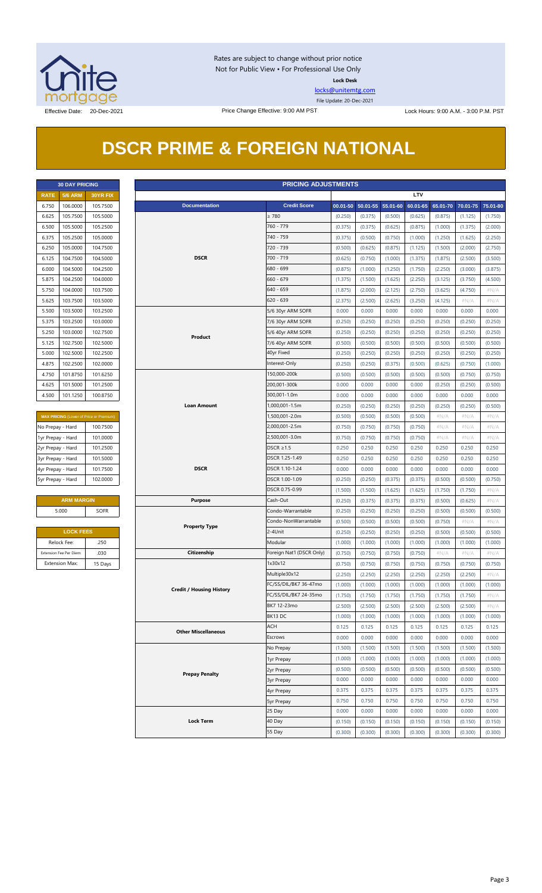Rates are subject to change without prior notice
Not for Public View • For Professional Use Only
**Lock Desk**
locks@unitemtg.com
File Update: 20-Dec-2021

Effective Date: 20-Dec-2021 | Price Change Effective: 9:00 AM PST | Lock Hours: 9:00 A.M. - 3:00 P.M. PST

# DSCR PRIME & FOREIGN NATIONAL

| 30 DAY PRICING | | |
|---|---|---|
| RATE | 5/6 ARM | 30YR FIX |
| 6.750 | 106.0000 | 105.7500 |
| 6.625 | 105.7500 | 105.5000 |
| 6.500 | 105.5000 | 105.2500 |
| 6.375 | 105.2500 | 105.0000 |
| 6.250 | 105.0000 | 104.7500 |
| 6.125 | 104.7500 | 104.5000 |
| 6.000 | 104.5000 | 104.2500 |
| 5.875 | 104.2500 | 104.0000 |
| 5.750 | 104.0000 | 103.7500 |
| 5.625 | 103.7500 | 103.5000 |
| 5.500 | 103.5000 | 103.2500 |
| 5.375 | 103.2500 | 103.0000 |
| 5.250 | 103.0000 | 102.7500 |
| 5.125 | 102.7500 | 102.5000 |
| 5.000 | 102.5000 | 102.2500 |
| 4.875 | 102.2500 | 102.0000 |
| 4.750 | 101.8750 | 101.6250 |
| 4.625 | 101.5000 | 101.2500 |
| 4.500 | 101.1250 | 100.8750 |

| MAX PRICING (Lower of Price or Premium) | |
|---|---|
| No Prepay - Hard | 100.7500 |
| 1yr Prepay - Hard | 101.0000 |
| 2yr Prepay - Hard | 101.2500 |
| 3yr Prepay - Hard | 101.5000 |
| 4yr Prepay - Hard | 101.7500 |
| 5yr Prepay - Hard | 102.0000 |

| ARM MARGIN | |
|---|---|
| 5.000 | SOFR |

| LOCK FEES | |
|---|---|
| Relock Fee: | .250 |
| Extension Fee Per Diem: | .030 |
| Extension Max: | 15 Days |

| PRICING ADJUSTMENTS | | | | | | | | |
|---|---|---|---|---|---|---|---|---|
| | | LTV | | | | | | |
| Documentation | Credit Score | 00.01-50 | 50.01-55 | 55.01-60 | 60.01-65 | 65.01-70 | 70.01-75 | 75.01-80 |
| DSCR | ≥ 780 | (0.250) | (0.375) | (0.500) | (0.625) | (0.875) | (1.125) | (1.750) |
| | 760 - 779 | (0.375) | (0.375) | (0.625) | (0.875) | (1.000) | (1.375) | (2.000) |
| | 740 - 759 | (0.375) | (0.500) | (0.750) | (1.000) | (1.250) | (1.625) | (2.250) |
| | 720 - 739 | (0.500) | (0.625) | (0.875) | (1.125) | (1.500) | (2.000) | (2.750) |
| | 700 - 719 | (0.625) | (0.750) | (1.000) | (1.375) | (1.875) | (2.500) | (3.500) |
| | 680 - 699 | (0.875) | (1.000) | (1.250) | (1.750) | (2.250) | (3.000) | (3.875) |
| | 660 - 679 | (1.375) | (1.500) | (1.625) | (2.250) | (3.125) | (3.750) | (4.500) |
| | 640 - 659 | (1.875) | (2.000) | (2.125) | (2.750) | (3.625) | (4.750) | #N/A |
| | 620 - 639 | (2.375) | (2.500) | (2.625) | (3.250) | (4.125) | #N/A | #N/A |
| Product | 5/6 30yr ARM SOFR | 0.000 | 0.000 | 0.000 | 0.000 | 0.000 | 0.000 | 0.000 |
| | 7/6 30yr ARM SOFR | (0.250) | (0.250) | (0.250) | (0.250) | (0.250) | (0.250) | (0.250) |
| | 5/6 40yr ARM SOFR | (0.250) | (0.250) | (0.250) | (0.250) | (0.250) | (0.250) | (0.250) |
| | 7/6 40yr ARM SOFR | (0.500) | (0.500) | (0.500) | (0.500) | (0.500) | (0.500) | (0.500) |
| | 40yr Fixed | (0.250) | (0.250) | (0.250) | (0.250) | (0.250) | (0.250) | (0.250) |
| | Interest-Only | (0.250) | (0.250) | (0.375) | (0.500) | (0.625) | (0.750) | (1.000) |
| Loan Amount | 150,000-200k | (0.500) | (0.500) | (0.500) | (0.500) | (0.500) | (0.750) | (0.750) |
| | 200,001-300k | 0.000 | 0.000 | 0.000 | 0.000 | (0.250) | (0.250) | (0.500) |
| | 300,001-1.0m | 0.000 | 0.000 | 0.000 | 0.000 | 0.000 | 0.000 | 0.000 |
| | 1,000,001-1.5m | (0.250) | (0.250) | (0.250) | (0.250) | (0.250) | (0.250) | (0.500) |
| | 1,500,001-2.0m | (0.500) | (0.500) | (0.500) | (0.500) | #N/A | #N/A | #N/A |
| | 2,000,001-2.5m | (0.750) | (0.750) | (0.750) | (0.750) | #N/A | #N/A | #N/A |
| | 2,500,001-3.0m | (0.750) | (0.750) | (0.750) | (0.750) | #N/A | #N/A | #N/A |
| DSCR | DSCR ≥1.5 | 0.250 | 0.250 | 0.250 | 0.250 | 0.250 | 0.250 | 0.250 |
| | DSCR 1.25-1.49 | 0.250 | 0.250 | 0.250 | 0.250 | 0.250 | 0.250 | 0.250 |
| | DSCR 1.10-1.24 | 0.000 | 0.000 | 0.000 | 0.000 | 0.000 | 0.000 | 0.000 |
| | DSCR 1.00-1.09 | (0.250) | (0.250) | (0.375) | (0.375) | (0.500) | (0.500) | (0.750) |
| | DSCR 0.75-0.99 | (1.500) | (1.500) | (1.625) | (1.625) | (1.750) | (1.750) | #N/A |
| Purpose | Cash-Out | (0.250) | (0.375) | (0.375) | (0.375) | (0.500) | (0.625) | #N/A |
| Property Type | Condo-Warrantable | (0.250) | (0.250) | (0.250) | (0.250) | (0.500) | (0.500) | (0.500) |
| | Condo-NonWarrantable | (0.500) | (0.500) | (0.500) | (0.500) | (0.750) | #N/A | #N/A |
| | 2-4Unit | (0.250) | (0.250) | (0.250) | (0.250) | (0.500) | (0.500) | (0.500) |
| | Modular | (1.000) | (1.000) | (1.000) | (1.000) | (1.000) | (1.000) | (1.000) |
| Citizenship | Foreign Nat'l (DSCR Only) | (0.750) | (0.750) | (0.750) | (0.750) | #N/A | #N/A | #N/A |
| Credit / Housing History | 1x30x12 | (0.750) | (0.750) | (0.750) | (0.750) | (0.750) | (0.750) | (0.750) |
| | Multiple30x12 | (2.250) | (2.250) | (2.250) | (2.250) | (2.250) | (2.250) | #N/A |
| | FC/SS/DIL/BK7 36-47mo | (1.000) | (1.000) | (1.000) | (1.000) | (1.000) | (1.000) | (1.000) |
| | FC/SS/DIL/BK7 24-35mo | (1.750) | (1.750) | (1.750) | (1.750) | (1.750) | (1.750) | #N/A |
| | BK7 12-23mo | (2.500) | (2.500) | (2.500) | (2.500) | (2.500) | (2.500) | #N/A |
| | BK13 DC | (1.000) | (1.000) | (1.000) | (1.000) | (1.000) | (1.000) | (1.000) |
| Other Miscellaneous | ACH | 0.125 | 0.125 | 0.125 | 0.125 | 0.125 | 0.125 | 0.125 |
| | Escrows | 0.000 | 0.000 | 0.000 | 0.000 | 0.000 | 0.000 | 0.000 |
| Prepay Penalty | No Prepay | (1.500) | (1.500) | (1.500) | (1.500) | (1.500) | (1.500) | (1.500) |
| | 1yr Prepay | (1.000) | (1.000) | (1.000) | (1.000) | (1.000) | (1.000) | (1.000) |
| | 2yr Prepay | (0.500) | (0.500) | (0.500) | (0.500) | (0.500) | (0.500) | (0.500) |
| | 3yr Prepay | 0.000 | 0.000 | 0.000 | 0.000 | 0.000 | 0.000 | 0.000 |
| | 4yr Prepay | 0.375 | 0.375 | 0.375 | 0.375 | 0.375 | 0.375 | 0.375 |
| | 5yr Prepay | 0.750 | 0.750 | 0.750 | 0.750 | 0.750 | 0.750 | 0.750 |
| Lock Term | 25 Day | 0.000 | 0.000 | 0.000 | 0.000 | 0.000 | 0.000 | 0.000 |
| | 40 Day | (0.150) | (0.150) | (0.150) | (0.150) | (0.150) | (0.150) | (0.150) |
| | 55 Day | (0.300) | (0.300) | (0.300) | (0.300) | (0.300) | (0.300) | (0.300) |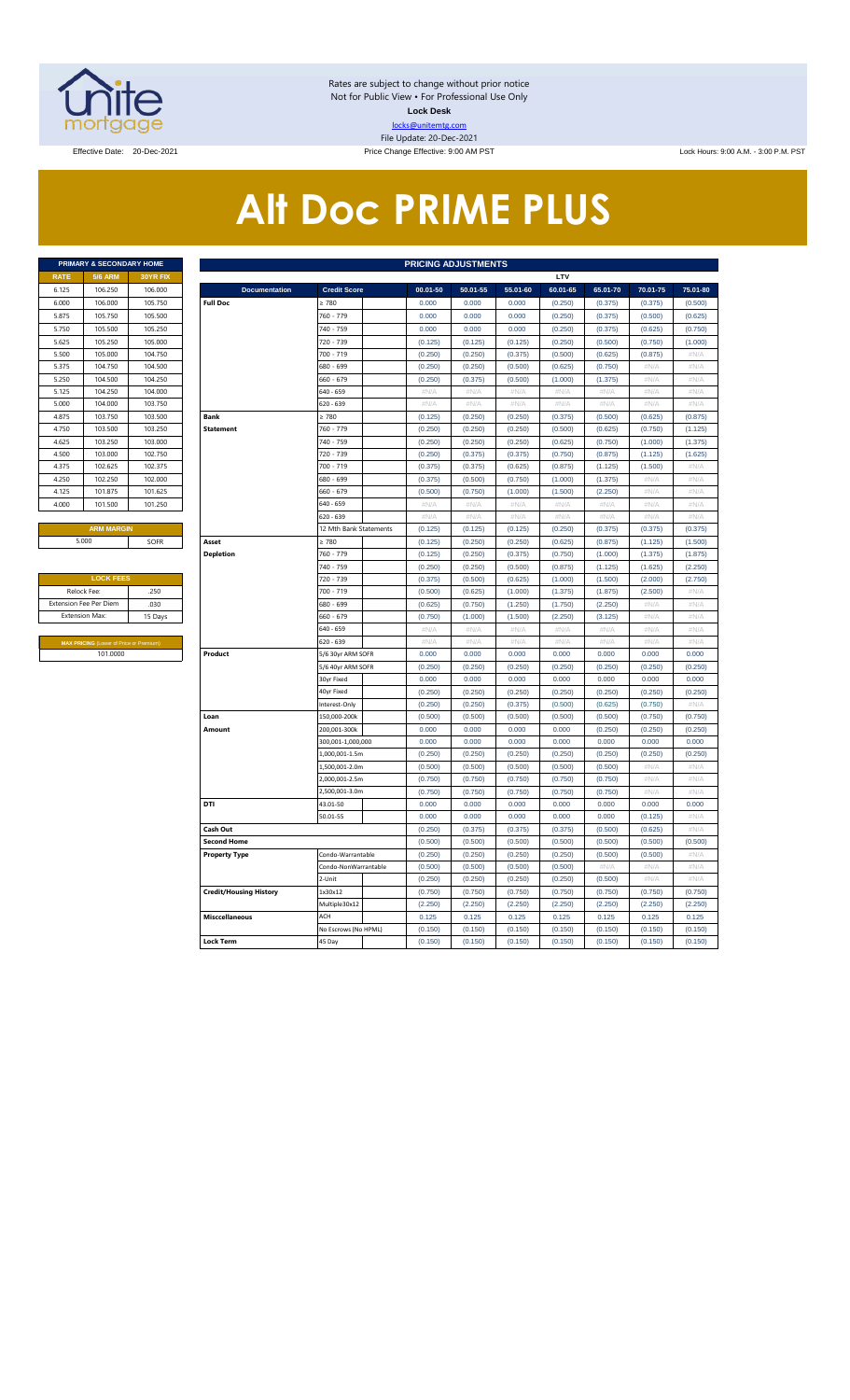Rates are subject to change without prior notice
Not for Public View • For Professional Use Only
**Lock Desk**
locks@unitemtg.com
File Update: 20-Dec-2021

Effective Date: 20-Dec-2021 | Price Change Effective: 9:00 AM PST | Lock Hours: 9:00 A.M. - 3:00 P.M. PST

# Alt Doc PRIME PLUS

| PRIMARY & SECONDARY HOME | | |
|---|---|---|
| RATE | 5/6 ARM | 30YR FIX |
| 6.125 | 106.250 | 106.000 |
| 6.000 | 106.000 | 105.750 |
| 5.875 | 105.750 | 105.500 |
| 5.750 | 105.500 | 105.250 |
| 5.625 | 105.250 | 105.000 |
| 5.500 | 105.000 | 104.750 |
| 5.375 | 104.750 | 104.500 |
| 5.250 | 104.500 | 104.250 |
| 5.125 | 104.250 | 104.000 |
| 5.000 | 104.000 | 103.750 |
| 4.875 | 103.750 | 103.500 |
| 4.750 | 103.500 | 103.250 |
| 4.625 | 103.250 | 103.000 |
| 4.500 | 103.000 | 102.750 |
| 4.375 | 102.625 | 102.375 |
| 4.250 | 102.250 | 102.000 |
| 4.125 | 101.875 | 101.625 |
| 4.000 | 101.500 | 101.250 |

| ARM MARGIN | |
|---|---|
| 5.000 | SOFR |

| LOCK FEES | |
|---|---|
| Relock Fee: | .250 |
| Extension Fee Per Diem | .030 |
| Extension Max: | 15 Days |

| MAX PRICING (Lower of Price or Premium) |
|---|
| 101.0000 |

| PRICING ADJUSTMENTS | | | | | | | | | |
|---|---|---|---|---|---|---|---|---|---|
| | | | LTV | | | | | | |
| Documentation | Credit Score | | 00.01-50 | 50.01-55 | 55.01-60 | 60.01-65 | 65.01-70 | 70.01-75 | 75.01-80 |
| Full Doc | ≥ 780 | | 0.000 | 0.000 | 0.000 | (0.250) | (0.375) | (0.375) | (0.500) |
| | 760 - 779 | | 0.000 | 0.000 | 0.000 | (0.250) | (0.375) | (0.500) | (0.625) |
| | 740 - 759 | | 0.000 | 0.000 | 0.000 | (0.250) | (0.375) | (0.625) | (0.750) |
| | 720 - 739 | | (0.125) | (0.125) | (0.125) | (0.250) | (0.500) | (0.750) | (1.000) |
| | 700 - 719 | | (0.250) | (0.250) | (0.375) | (0.500) | (0.625) | (0.875) | #N/A |
| | 680 - 699 | | (0.250) | (0.250) | (0.500) | (0.625) | (0.750) | #N/A | #N/A |
| | 660 - 679 | | (0.250) | (0.375) | (0.500) | (1.000) | (1.375) | #N/A | #N/A |
| | 640 - 659 | | #N/A | #N/A | #N/A | #N/A | #N/A | #N/A | #N/A |
| | 620 - 639 | | #N/A | #N/A | #N/A | #N/A | #N/A | #N/A | #N/A |
| Bank Statement | ≥ 780 | | (0.125) | (0.250) | (0.250) | (0.375) | (0.500) | (0.625) | (0.875) |
| | 760 - 779 | | (0.250) | (0.250) | (0.250) | (0.500) | (0.625) | (0.750) | (1.125) |
| | 740 - 759 | | (0.250) | (0.250) | (0.250) | (0.625) | (0.750) | (1.000) | (1.375) |
| | 720 - 739 | | (0.250) | (0.375) | (0.375) | (0.750) | (0.875) | (1.125) | (1.625) |
| | 700 - 719 | | (0.375) | (0.375) | (0.625) | (0.875) | (1.125) | (1.500) | #N/A |
| | 680 - 699 | | (0.375) | (0.500) | (0.750) | (1.000) | (1.375) | #N/A | #N/A |
| | 660 - 679 | | (0.500) | (0.750) | (1.000) | (1.500) | (2.250) | #N/A | #N/A |
| | 640 - 659 | | #N/A | #N/A | #N/A | #N/A | #N/A | #N/A | #N/A |
| | 620 - 639 | | #N/A | #N/A | #N/A | #N/A | #N/A | #N/A | #N/A |
| | 12 Mth Bank Statements | | (0.125) | (0.125) | (0.125) | (0.250) | (0.375) | (0.375) | (0.375) |
| Asset Depletion | ≥ 780 | | (0.125) | (0.250) | (0.250) | (0.625) | (0.875) | (1.125) | (1.500) |
| | 760 - 779 | | (0.125) | (0.250) | (0.375) | (0.750) | (1.000) | (1.375) | (1.875) |
| | 740 - 759 | | (0.250) | (0.250) | (0.500) | (0.875) | (1.125) | (1.625) | (2.250) |
| | 720 - 739 | | (0.375) | (0.500) | (0.625) | (1.000) | (1.500) | (2.000) | (2.750) |
| | 700 - 719 | | (0.500) | (0.625) | (1.000) | (1.375) | (1.875) | (2.500) | #N/A |
| | 680 - 699 | | (0.625) | (0.750) | (1.250) | (1.750) | (2.250) | #N/A | #N/A |
| | 660 - 679 | | (0.750) | (1.000) | (1.500) | (2.250) | (3.125) | #N/A | #N/A |
| | 640 - 659 | | #N/A | #N/A | #N/A | #N/A | #N/A | #N/A | #N/A |
| | 620 - 639 | | #N/A | #N/A | #N/A | #N/A | #N/A | #N/A | #N/A |
| Product | 5/6 30yr ARM SOFR | | 0.000 | 0.000 | 0.000 | 0.000 | 0.000 | 0.000 | 0.000 |
| | 5/6 40yr ARM SOFR | | (0.250) | (0.250) | (0.250) | (0.250) | (0.250) | (0.250) | (0.250) |
| | 30yr Fixed | | 0.000 | 0.000 | 0.000 | 0.000 | 0.000 | 0.000 | 0.000 |
| | 40yr Fixed | | (0.250) | (0.250) | (0.250) | (0.250) | (0.250) | (0.250) | (0.250) |
| | Interest-Only | | (0.250) | (0.250) | (0.375) | (0.500) | (0.625) | (0.750) | #N/A |
| Loan Amount | 150,000-200k | | (0.500) | (0.500) | (0.500) | (0.500) | (0.500) | (0.750) | (0.750) |
| | 200,001-300k | | 0.000 | 0.000 | 0.000 | 0.000 | (0.250) | (0.250) | (0.250) |
| | 300,001-1,000,000 | | 0.000 | 0.000 | 0.000 | 0.000 | 0.000 | 0.000 | 0.000 |
| | 1,000,001-1.5m | | (0.250) | (0.250) | (0.250) | (0.250) | (0.250) | (0.250) | (0.250) |
| | 1,500,001-2.0m | | (0.500) | (0.500) | (0.500) | (0.500) | (0.500) | #N/A | #N/A |
| | 2,000,001-2.5m | | (0.750) | (0.750) | (0.750) | (0.750) | (0.750) | #N/A | #N/A |
| | 2,500,001-3.0m | | (0.750) | (0.750) | (0.750) | (0.750) | (0.750) | #N/A | #N/A |
| DTI | 43.01-50 | | 0.000 | 0.000 | 0.000 | 0.000 | 0.000 | 0.000 | 0.000 |
| | 50.01-55 | | 0.000 | 0.000 | 0.000 | 0.000 | 0.000 | (0.125) | #N/A |
| Cash Out | | | (0.250) | (0.375) | (0.375) | (0.375) | (0.500) | (0.625) | #N/A |
| Second Home | | | (0.500) | (0.500) | (0.500) | (0.500) | (0.500) | (0.500) | (0.500) |
| Property Type | Condo-Warrantable | | (0.250) | (0.250) | (0.250) | (0.250) | (0.500) | (0.500) | #N/A |
| | Condo-NonWarrantable | | (0.500) | (0.500) | (0.500) | (0.500) | #N/A | #N/A | #N/A |
| | 2-Unit | | (0.250) | (0.250) | (0.250) | (0.250) | (0.500) | #N/A | #N/A |
| Credit/Housing History | 1x30x12 | | (0.750) | (0.750) | (0.750) | (0.750) | (0.750) | (0.750) | (0.750) |
| | Multiple30x12 | | (2.250) | (2.250) | (2.250) | (2.250) | (2.250) | (2.250) | (2.250) |
| Misccellaneous | ACH | | 0.125 | 0.125 | 0.125 | 0.125 | 0.125 | 0.125 | 0.125 |
| | No Escrows (No HPML) | | (0.150) | (0.150) | (0.150) | (0.150) | (0.150) | (0.150) | (0.150) |
| Lock Term | 45 Day | | (0.150) | (0.150) | (0.150) | (0.150) | (0.150) | (0.150) | (0.150) |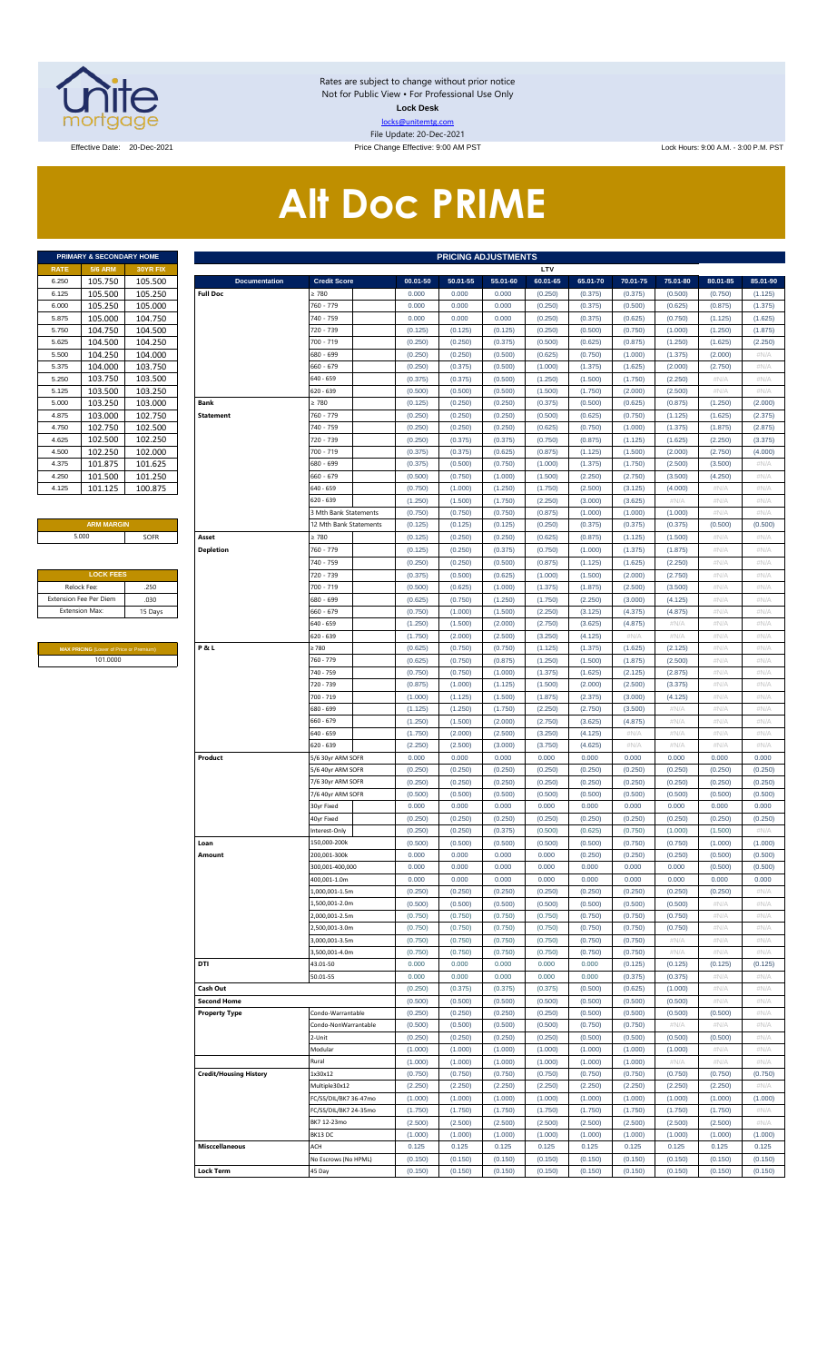Rates are subject to change without prior notice
Not for Public View • For Professional Use Only
**Lock Desk**
locks@unitemtg.com
File Update: 20-Dec-2021

Effective Date: 20-Dec-2021 | Price Change Effective: 9:00 AM PST | Lock Hours: 9:00 A.M. - 3:00 P.M. PST

# Alt Doc PRIME

| PRIMARY & SECONDARY HOME | | |
|---|---|---|
| **RATE** | **5/6 ARM** | **30YR FIX** |
| 6.250 | 105.750 | 105.500 |
| 6.125 | 105.500 | 105.250 |
| 6.000 | 105.250 | 105.000 |
| 5.875 | 105.000 | 104.750 |
| 5.750 | 104.750 | 104.500 |
| 5.625 | 104.500 | 104.250 |
| 5.500 | 104.250 | 104.000 |
| 5.375 | 104.000 | 103.750 |
| 5.250 | 103.750 | 103.500 |
| 5.125 | 103.500 | 103.250 |
| 5.000 | 103.250 | 103.000 |
| 4.875 | 103.000 | 102.750 |
| 4.750 | 102.750 | 102.500 |
| 4.625 | 102.500 | 102.250 |
| 4.500 | 102.250 | 102.000 |
| 4.375 | 101.875 | 101.625 |
| 4.250 | 101.500 | 101.250 |
| 4.125 | 101.125 | 100.875 |

| ARM MARGIN | |
|---|---|
| 5.000 | SOFR |

| LOCK FEES | |
|---|---|
| Relock Fee: | .250 |
| Extension Fee Per Diem | .030 |
| Extension Max: | 15 Days |

| MAX PRICING (Lower of Price or Premium) |
|---|
| 101.0000 |

| PRICING ADJUSTMENTS | | | | | | | | | | |
|---|---|---|---|---|---|---|---|---|---|---|
| | | LTV | | | | | | | | |
| **Documentation** | **Credit Score** | **00.01-50** | **50.01-55** | **55.01-60** | **60.01-65** | **65.01-70** | **70.01-75** | **75.01-80** | **80.01-85** | **85.01-90** |
| **Full Doc** | ≥ 780 | 0.000 | 0.000 | 0.000 | (0.250) | (0.375) | (0.375) | (0.500) | (0.750) | (1.125) |
| | 760 - 779 | 0.000 | 0.000 | 0.000 | (0.250) | (0.375) | (0.500) | (0.625) | (0.875) | (1.375) |
| | 740 - 759 | 0.000 | 0.000 | 0.000 | (0.250) | (0.375) | (0.625) | (0.750) | (1.125) | (1.625) |
| | 720 - 739 | (0.125) | (0.125) | (0.125) | (0.250) | (0.500) | (0.750) | (1.000) | (1.250) | (1.875) |
| | 700 - 719 | (0.250) | (0.250) | (0.375) | (0.500) | (0.625) | (0.875) | (1.250) | (1.625) | (2.250) |
| | 680 - 699 | (0.250) | (0.250) | (0.500) | (0.625) | (0.750) | (1.000) | (1.375) | (2.000) | #N/A |
| | 660 - 679 | (0.250) | (0.375) | (0.500) | (1.000) | (1.375) | (1.625) | (2.000) | (2.750) | #N/A |
| | 640 - 659 | (0.375) | (0.375) | (0.500) | (1.250) | (1.500) | (1.750) | (2.250) | #N/A | #N/A |
| | 620 - 639 | (0.500) | (0.500) | (0.500) | (1.500) | (1.750) | (2.000) | (2.500) | #N/A | #N/A |
| **Bank Statement** | ≥ 780 | (0.125) | (0.250) | (0.250) | (0.375) | (0.500) | (0.625) | (0.875) | (1.250) | (2.000) |
| | 760 - 779 | (0.250) | (0.250) | (0.250) | (0.500) | (0.625) | (0.750) | (1.125) | (1.625) | (2.375) |
| | 740 - 759 | (0.250) | (0.250) | (0.250) | (0.625) | (0.750) | (1.000) | (1.375) | (1.875) | (2.875) |
| | 720 - 739 | (0.250) | (0.375) | (0.375) | (0.750) | (0.875) | (1.125) | (1.625) | (2.250) | (3.375) |
| | 700 - 719 | (0.375) | (0.375) | (0.625) | (0.875) | (1.125) | (1.500) | (2.000) | (2.750) | (4.000) |
| | 680 - 699 | (0.375) | (0.500) | (0.750) | (1.000) | (1.375) | (1.750) | (2.500) | (3.500) | #N/A |
| | 660 - 679 | (0.500) | (0.750) | (1.000) | (1.500) | (2.250) | (2.750) | (3.500) | (4.250) | #N/A |
| | 640 - 659 | (0.750) | (1.000) | (1.250) | (1.750) | (2.500) | (3.125) | (4.000) | #N/A | #N/A |
| | 620 - 639 | (1.250) | (1.500) | (1.750) | (2.250) | (3.000) | (3.625) | #N/A | #N/A | #N/A |
| | 3 Mth Bank Statements | (0.750) | (0.750) | (0.750) | (0.875) | (1.000) | (1.000) | (1.000) | #N/A | #N/A |
| | 12 Mth Bank Statements | (0.125) | (0.125) | (0.125) | (0.250) | (0.375) | (0.375) | (0.375) | (0.500) | (0.500) |
| **Asset Depletion** | ≥ 780 | (0.125) | (0.250) | (0.250) | (0.625) | (0.875) | (1.125) | (1.500) | #N/A | #N/A |
| | 760 - 779 | (0.125) | (0.250) | (0.375) | (0.750) | (1.000) | (1.375) | (1.875) | #N/A | #N/A |
| | 740 - 759 | (0.250) | (0.250) | (0.500) | (0.875) | (1.125) | (1.625) | (2.250) | #N/A | #N/A |
| | 720 - 739 | (0.375) | (0.500) | (0.625) | (1.000) | (1.500) | (2.000) | (2.750) | #N/A | #N/A |
| | 700 - 719 | (0.500) | (0.625) | (1.000) | (1.375) | (1.875) | (2.500) | (3.500) | #N/A | #N/A |
| | 680 - 699 | (0.625) | (0.750) | (1.250) | (1.750) | (2.250) | (3.000) | (4.125) | #N/A | #N/A |
| | 660 - 679 | (0.750) | (1.000) | (1.500) | (2.250) | (3.125) | (4.375) | (4.875) | #N/A | #N/A |
| | 640 - 659 | (1.250) | (1.500) | (2.000) | (2.750) | (3.625) | (4.875) | #N/A | #N/A | #N/A |
| | 620 - 639 | (1.750) | (2.000) | (2.500) | (3.250) | (4.125) | #N/A | #N/A | #N/A | #N/A |
| **P & L** | ≥ 780 | (0.625) | (0.750) | (0.750) | (1.125) | (1.375) | (1.625) | (2.125) | #N/A | #N/A |
| | 760 - 779 | (0.625) | (0.750) | (0.875) | (1.250) | (1.500) | (1.875) | (2.500) | #N/A | #N/A |
| | 740 - 759 | (0.750) | (0.750) | (1.000) | (1.375) | (1.625) | (2.125) | (2.875) | #N/A | #N/A |
| | 720 - 739 | (0.875) | (1.000) | (1.125) | (1.500) | (2.000) | (2.500) | (3.375) | #N/A | #N/A |
| | 700 - 719 | (1.000) | (1.125) | (1.500) | (1.875) | (2.375) | (3.000) | (4.125) | #N/A | #N/A |
| | 680 - 699 | (1.125) | (1.250) | (1.750) | (2.250) | (2.750) | (3.500) | #N/A | #N/A | #N/A |
| | 660 - 679 | (1.250) | (1.500) | (2.000) | (2.750) | (3.625) | (4.875) | #N/A | #N/A | #N/A |
| | 640 - 659 | (1.750) | (2.000) | (2.500) | (3.250) | (4.125) | #N/A | #N/A | #N/A | #N/A |
| | 620 - 639 | (2.250) | (2.500) | (3.000) | (3.750) | (4.625) | #N/A | #N/A | #N/A | #N/A |
| **Product** | 5/6 30yr ARM SOFR | 0.000 | 0.000 | 0.000 | 0.000 | 0.000 | 0.000 | 0.000 | 0.000 | 0.000 |
| | 5/6 40yr ARM SOFR | (0.250) | (0.250) | (0.250) | (0.250) | (0.250) | (0.250) | (0.250) | (0.250) | (0.250) |
| | 7/6 30yr ARM SOFR | (0.250) | (0.250) | (0.250) | (0.250) | (0.250) | (0.250) | (0.250) | (0.250) | (0.250) |
| | 7/6 40yr ARM SOFR | (0.500) | (0.500) | (0.500) | (0.500) | (0.500) | (0.500) | (0.500) | (0.500) | (0.500) |
| | 30yr Fixed | 0.000 | 0.000 | 0.000 | 0.000 | 0.000 | 0.000 | 0.000 | 0.000 | 0.000 |
| | 40yr Fixed | (0.250) | (0.250) | (0.250) | (0.250) | (0.250) | (0.250) | (0.250) | (0.250) | (0.250) |
| | Interest-Only | (0.250) | (0.250) | (0.375) | (0.500) | (0.625) | (0.750) | (1.000) | (1.500) | #N/A |
| **Loan Amount** | 150,000-200k | (0.500) | (0.500) | (0.500) | (0.500) | (0.500) | (0.750) | (0.750) | (1.000) | (1.000) |
| | 200,001-300k | 0.000 | 0.000 | 0.000 | 0.000 | (0.250) | (0.250) | (0.250) | (0.500) | (0.500) |
| | 300,001-400,000 | 0.000 | 0.000 | 0.000 | 0.000 | 0.000 | 0.000 | 0.000 | (0.500) | (0.500) |
| | 400,001-1.0m | 0.000 | 0.000 | 0.000 | 0.000 | 0.000 | 0.000 | 0.000 | 0.000 | 0.000 |
| | 1,000,001-1.5m | (0.250) | (0.250) | (0.250) | (0.250) | (0.250) | (0.250) | (0.250) | (0.250) | #N/A |
| | 1,500,001-2.0m | (0.500) | (0.500) | (0.500) | (0.500) | (0.500) | (0.500) | (0.500) | #N/A | #N/A |
| | 2,000,001-2.5m | (0.750) | (0.750) | (0.750) | (0.750) | (0.750) | (0.750) | (0.750) | #N/A | #N/A |
| | 2,500,001-3.0m | (0.750) | (0.750) | (0.750) | (0.750) | (0.750) | (0.750) | (0.750) | #N/A | #N/A |
| | 3,000,001-3.5m | (0.750) | (0.750) | (0.750) | (0.750) | (0.750) | (0.750) | #N/A | #N/A | #N/A |
| | 3,500,001-4.0m | (0.750) | (0.750) | (0.750) | (0.750) | (0.750) | (0.750) | #N/A | #N/A | #N/A |
| **DTI** | 43.01-50 | 0.000 | 0.000 | 0.000 | 0.000 | 0.000 | (0.125) | (0.125) | (0.125) | (0.125) |
| | 50.01-55 | 0.000 | 0.000 | 0.000 | 0.000 | 0.000 | (0.375) | (0.375) | #N/A | #N/A |
| **Cash Out** | | (0.250) | (0.375) | (0.375) | (0.375) | (0.500) | (0.625) | (1.000) | #N/A | #N/A |
| **Second Home** | | (0.500) | (0.500) | (0.500) | (0.500) | (0.500) | (0.500) | (0.500) | #N/A | #N/A |
| **Property Type** | Condo-Warrantable | (0.250) | (0.250) | (0.250) | (0.250) | (0.500) | (0.500) | (0.500) | (0.500) | #N/A |
| | Condo-NonWarrantable | (0.500) | (0.500) | (0.500) | (0.500) | (0.750) | (0.750) | #N/A | #N/A | #N/A |
| | 2-Unit | (0.250) | (0.250) | (0.250) | (0.250) | (0.500) | (0.500) | (0.500) | (0.500) | #N/A |
| | Modular | (1.000) | (1.000) | (1.000) | (1.000) | (1.000) | (1.000) | (1.000) | #N/A | #N/A |
| | Rural | (1.000) | (1.000) | (1.000) | (1.000) | (1.000) | (1.000) | #N/A | #N/A | #N/A |
| **Credit/Housing History** | 1x30x12 | (0.750) | (0.750) | (0.750) | (0.750) | (0.750) | (0.750) | (0.750) | (0.750) | (0.750) |
| | Multiple30x12 | (2.250) | (2.250) | (2.250) | (2.250) | (2.250) | (2.250) | (2.250) | (2.250) | #N/A |
| | FC/SS/DIL/BK7 36-47mo | (1.000) | (1.000) | (1.000) | (1.000) | (1.000) | (1.000) | (1.000) | (1.000) | (1.000) |
| | FC/SS/DIL/BK7 24-35mo | (1.750) | (1.750) | (1.750) | (1.750) | (1.750) | (1.750) | (1.750) | (1.750) | #N/A |
| | BK7 12-23mo | (2.500) | (2.500) | (2.500) | (2.500) | (2.500) | (2.500) | (2.500) | (2.500) | #N/A |
| | BK13 DC | (1.000) | (1.000) | (1.000) | (1.000) | (1.000) | (1.000) | (1.000) | (1.000) | (1.000) |
| **Misccellaneous** | ACH | 0.125 | 0.125 | 0.125 | 0.125 | 0.125 | 0.125 | 0.125 | 0.125 | 0.125 |
| | No Escrows (No HPML) | (0.150) | (0.150) | (0.150) | (0.150) | (0.150) | (0.150) | (0.150) | (0.150) | (0.150) |
| **Lock Term** | 45 Day | (0.150) | (0.150) | (0.150) | (0.150) | (0.150) | (0.150) | (0.150) | (0.150) | (0.150) |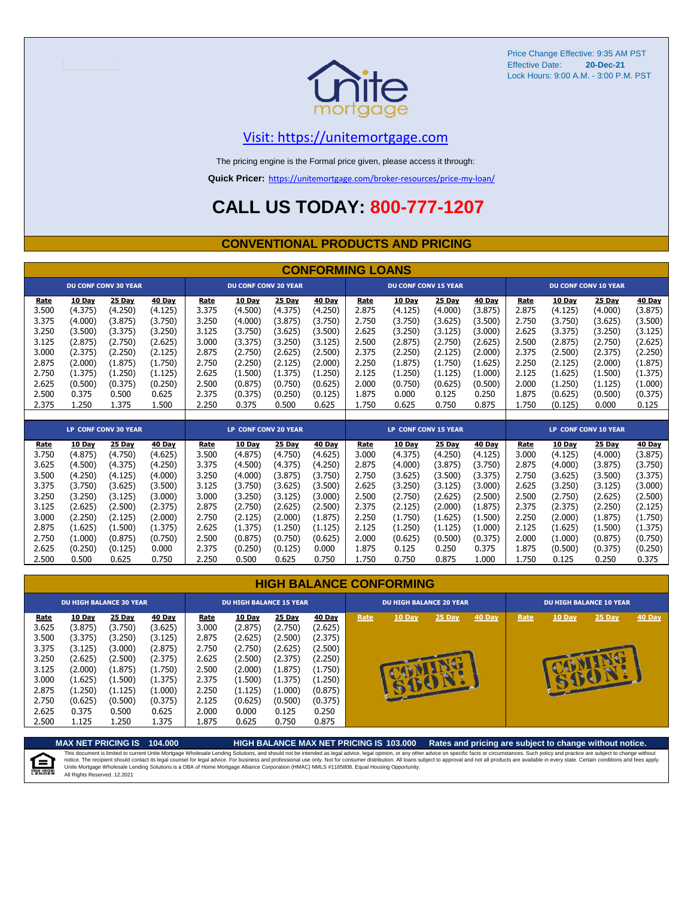Price Change Effective: 9:35 AM PST
Effective Date: **20-Dec-21**
Lock Hours: 9:00 A.M. - 3:00 P.M. PST

unite mortgage

Visit: https://unitemortgage.com

The pricing engine is the Formal price given, please access it through:

**Quick Pricer:** https://unitemortgage.com/broker-resources/price-my-loan/

# CALL US TODAY: 800-777-1207

## CONVENTIONAL PRODUCTS AND PRICING

### CONFORMING LOANS

| DU CONF CONV 30 YEAR | | | | DU CONF CONV 20 YEAR | | | | DU CONF CONV 15 YEAR | | | | DU CONF CONV 10 YEAR | | | |
|---|---|---|---|---|---|---|---|---|---|---|---|---|---|---|---|
| Rate | 10 Day | 25 Day | 40 Day | Rate | 10 Day | 25 Day | 40 Day | Rate | 10 Day | 25 Day | 40 Day | Rate | 10 Day | 25 Day | 40 Day |
| 3.500 | (4.375) | (4.250) | (4.125) | 3.375 | (4.500) | (4.375) | (4.250) | 2.875 | (4.125) | (4.000) | (3.875) | 2.875 | (4.125) | (4.000) | (3.875) |
| 3.375 | (4.000) | (3.875) | (3.750) | 3.250 | (4.000) | (3.875) | (3.750) | 2.750 | (3.750) | (3.625) | (3.500) | 2.750 | (3.750) | (3.625) | (3.500) |
| 3.250 | (3.500) | (3.375) | (3.250) | 3.125 | (3.750) | (3.625) | (3.500) | 2.625 | (3.250) | (3.125) | (3.000) | 2.625 | (3.375) | (3.250) | (3.125) |
| 3.125 | (2.875) | (2.750) | (2.625) | 3.000 | (3.375) | (3.250) | (3.125) | 2.500 | (2.875) | (2.750) | (2.625) | 2.500 | (2.875) | (2.750) | (2.625) |
| 3.000 | (2.375) | (2.250) | (2.125) | 2.875 | (2.750) | (2.625) | (2.500) | 2.375 | (2.250) | (2.125) | (2.000) | 2.375 | (2.500) | (2.375) | (2.250) |
| 2.875 | (2.000) | (1.875) | (1.750) | 2.750 | (2.250) | (2.125) | (2.000) | 2.250 | (1.875) | (1.750) | (1.625) | 2.250 | (2.125) | (2.000) | (1.875) |
| 2.750 | (1.375) | (1.250) | (1.125) | 2.625 | (1.500) | (1.375) | (1.250) | 2.125 | (1.250) | (1.125) | (1.000) | 2.125 | (1.625) | (1.500) | (1.375) |
| 2.625 | (0.500) | (0.375) | (0.250) | 2.500 | (0.875) | (0.750) | (0.625) | 2.000 | (0.750) | (0.625) | (0.500) | 2.000 | (1.250) | (1.125) | (1.000) |
| 2.500 | 0.375 | 0.500 | 0.625 | 2.375 | (0.375) | (0.250) | (0.125) | 1.875 | 0.000 | 0.125 | 0.250 | 1.875 | (0.625) | (0.500) | (0.375) |
| 2.375 | 1.250 | 1.375 | 1.500 | 2.250 | 0.375 | 0.500 | 0.625 | 1.750 | 0.625 | 0.750 | 0.875 | 1.750 | (0.125) | 0.000 | 0.125 |

| LP CONF CONV 30 YEAR | | | | LP CONF CONV 20 YEAR | | | | LP CONF CONV 15 YEAR | | | | LP CONF CONV 10 YEAR | | | |
|---|---|---|---|---|---|---|---|---|---|---|---|---|---|---|---|
| Rate | 10 Day | 25 Day | 40 Day | Rate | 10 Day | 25 Day | 40 Day | Rate | 10 Day | 25 Day | 40 Day | Rate | 10 Day | 25 Day | 40 Day |
| 3.750 | (4.875) | (4.750) | (4.625) | 3.500 | (4.875) | (4.750) | (4.625) | 3.000 | (4.375) | (4.250) | (4.125) | 3.000 | (4.125) | (4.000) | (3.875) |
| 3.625 | (4.500) | (4.375) | (4.250) | 3.375 | (4.500) | (4.375) | (4.250) | 2.875 | (4.000) | (3.875) | (3.750) | 2.875 | (4.000) | (3.875) | (3.750) |
| 3.500 | (4.250) | (4.125) | (4.000) | 3.250 | (4.000) | (3.875) | (3.750) | 2.750 | (3.625) | (3.500) | (3.375) | 2.750 | (3.625) | (3.500) | (3.375) |
| 3.375 | (3.750) | (3.625) | (3.500) | 3.125 | (3.750) | (3.625) | (3.500) | 2.625 | (3.250) | (3.125) | (3.000) | 2.625 | (3.250) | (3.125) | (3.000) |
| 3.250 | (3.250) | (3.125) | (3.000) | 3.000 | (3.250) | (3.125) | (3.000) | 2.500 | (2.750) | (2.625) | (2.500) | 2.500 | (2.750) | (2.625) | (2.500) |
| 3.125 | (2.625) | (2.500) | (2.375) | 2.875 | (2.750) | (2.625) | (2.500) | 2.375 | (2.125) | (2.000) | (1.875) | 2.375 | (2.375) | (2.250) | (2.125) |
| 3.000 | (2.250) | (2.125) | (2.000) | 2.750 | (2.125) | (2.000) | (1.875) | 2.250 | (1.750) | (1.625) | (1.500) | 2.250 | (2.000) | (1.875) | (1.750) |
| 2.875 | (1.625) | (1.500) | (1.375) | 2.625 | (1.375) | (1.250) | (1.125) | 2.125 | (1.250) | (1.125) | (1.000) | 2.125 | (1.625) | (1.500) | (1.375) |
| 2.750 | (1.000) | (0.875) | (0.750) | 2.500 | (0.875) | (0.750) | (0.625) | 2.000 | (0.625) | (0.500) | (0.375) | 2.000 | (1.000) | (0.875) | (0.750) |
| 2.625 | (0.250) | (0.125) | 0.000 | 2.375 | (0.250) | (0.125) | 0.000 | 1.875 | 0.125 | 0.250 | 0.375 | 1.875 | (0.500) | (0.375) | (0.250) |
| 2.500 | 0.500 | 0.625 | 0.750 | 2.250 | 0.500 | 0.625 | 0.750 | 1.750 | 0.750 | 0.875 | 1.000 | 1.750 | 0.125 | 0.250 | 0.375 |

### HIGH BALANCE CONFORMING

| DU HIGH BALANCE 30 YEAR | | | | DU HIGH BALANCE 15 YEAR | | | | DU HIGH BALANCE 20 YEAR | | | | DU HIGH BALANCE 10 YEAR | | | |
|---|---|---|---|---|---|---|---|---|---|---|---|---|---|---|---|
| Rate | 10 Day | 25 Day | 40 Day | Rate | 10 Day | 25 Day | 40 Day | Rate | 10 Day | 25 Day | 40 Day | Rate | 10 Day | 25 Day | 40 Day |
| 3.625 | (3.875) | (3.750) | (3.625) | 3.000 | (2.875) | (2.750) | (2.625) | COMING SOON! | | | | COMING SOON! | | | |
| 3.500 | (3.375) | (3.250) | (3.125) | 2.875 | (2.625) | (2.500) | (2.375) | | | | | | | | |
| 3.375 | (3.125) | (3.000) | (2.875) | 2.750 | (2.750) | (2.625) | (2.500) | | | | | | | | |
| 3.250 | (2.625) | (2.500) | (2.375) | 2.625 | (2.500) | (2.375) | (2.250) | | | | | | | | |
| 3.125 | (2.000) | (1.875) | (1.750) | 2.500 | (2.000) | (1.875) | (1.750) | | | | | | | | |
| 3.000 | (1.625) | (1.500) | (1.375) | 2.375 | (1.500) | (1.375) | (1.250) | | | | | | | | |
| 2.875 | (1.250) | (1.125) | (1.000) | 2.250 | (1.125) | (1.000) | (0.875) | | | | | | | | |
| 2.750 | (0.625) | (0.500) | (0.375) | 2.125 | (0.625) | (0.500) | (0.375) | | | | | | | | |
| 2.625 | 0.375 | 0.500 | 0.625 | 2.000 | 0.000 | 0.125 | 0.250 | | | | | | | | |
| 2.500 | 1.125 | 1.250 | 1.375 | 1.875 | 0.625 | 0.750 | 0.875 | | | | | | | | |

**MAX NET PRICING IS 104.000** | **HIGH BALANCE MAX NET PRICING IS 103.000** | **Rates and pricing are subject to change without notice.**

This document is limited to current Unite Mortgage Wholesale Lending Solutions, and should not be intended as legal advice, legal opinion, or any other advice on specific facts or circumstances. Such policy and practice are subject to change without notice. The recipient should contact its legal counsel for legal advice. For business and professional use only. Not for consumer distribution. All loans subject to approval and not all products are available in every state. Certain conditions and fees apply. Unite Mortgage Wholesale Lending Solutions is a DBA of Home Mortgage Alliance Corporation (HMAC) NMLS #1165808. Equal Housing Opportunity.
All Rights Reserved. 12.2021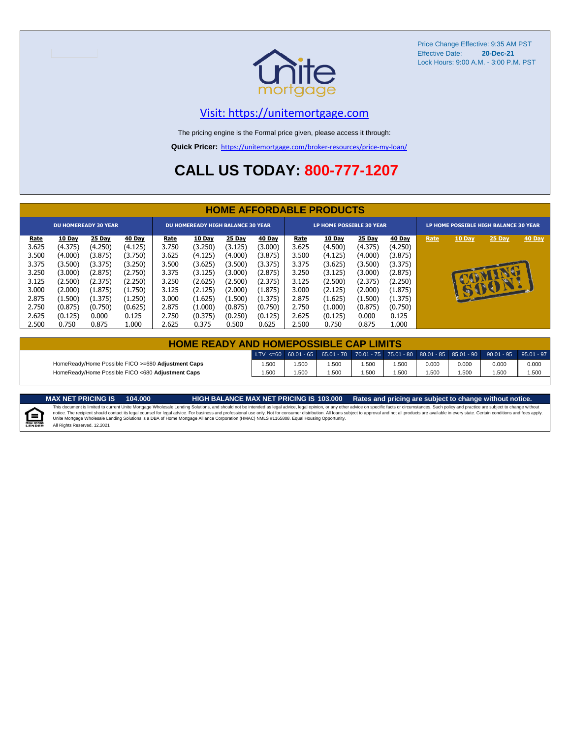Price Change Effective: 9:35 AM PST
Effective Date: **20-Dec-21**
Lock Hours: 9:00 A.M. - 3:00 P.M. PST

[Visit: https://unitemortgage.com](https://unitemortgage.com)

The pricing engine is the Formal price given, please access it through:

**Quick Pricer:** https://unitemortgage.com/broker-resources/price-my-loan/

## CALL US TODAY: 800-777-1207

## HOME AFFORDABLE PRODUCTS

| DU HOMEREADY 30 YEAR | | | | DU HOMEREADY HIGH BALANCE 30 YEAR | | | | LP HOME POSSIBLE 30 YEAR | | | | LP HOME POSSIBLE HIGH BALANCE 30 YEAR | | | |
|---|---|---|---|---|---|---|---|---|---|---|---|---|---|---|---|
| Rate | 10 Day | 25 Day | 40 Day | Rate | 10 Day | 25 Day | 40 Day | Rate | 10 Day | 25 Day | 40 Day | Rate | 10 Day | 25 Day | 40 Day |
| 3.625 | (4.375) | (4.250) | (4.125) | 3.750 | (3.250) | (3.125) | (3.000) | 3.625 | (4.500) | (4.375) | (4.250) | COMING SOON! | | | |
| 3.500 | (4.000) | (3.875) | (3.750) | 3.625 | (4.125) | (4.000) | (3.875) | 3.500 | (4.125) | (4.000) | (3.875) | | | | |
| 3.375 | (3.500) | (3.375) | (3.250) | 3.500 | (3.625) | (3.500) | (3.375) | 3.375 | (3.625) | (3.500) | (3.375) | | | | |
| 3.250 | (3.000) | (2.875) | (2.750) | 3.375 | (3.125) | (3.000) | (2.875) | 3.250 | (3.125) | (3.000) | (2.875) | | | | |
| 3.125 | (2.500) | (2.375) | (2.250) | 3.250 | (2.625) | (2.500) | (2.375) | 3.125 | (2.500) | (2.375) | (2.250) | | | | |
| 3.000 | (2.000) | (1.875) | (1.750) | 3.125 | (2.125) | (2.000) | (1.875) | 3.000 | (2.125) | (2.000) | (1.875) | | | | |
| 2.875 | (1.500) | (1.375) | (1.250) | 3.000 | (1.625) | (1.500) | (1.375) | 2.875 | (1.625) | (1.500) | (1.375) | | | | |
| 2.750 | (0.875) | (0.750) | (0.625) | 2.875 | (1.000) | (0.875) | (0.750) | 2.750 | (1.000) | (0.875) | (0.750) | | | | |
| 2.625 | (0.125) | 0.000 | 0.125 | 2.750 | (0.375) | (0.250) | (0.125) | 2.625 | (0.125) | 0.000 | 0.125 | | | | |
| 2.500 | 0.750 | 0.875 | 1.000 | 2.625 | 0.375 | 0.500 | 0.625 | 2.500 | 0.750 | 0.875 | 1.000 | | | | |

## HOME READY AND HOMEPOSSIBLE CAP LIMITS

| | LTV <=60 | 60.01 - 65 | 65.01 - 70 | 70.01 - 75 | 75.01 - 80 | 80.01 - 85 | 85.01 - 90 | 90.01 - 95 | 95.01 - 97 |
|---|---|---|---|---|---|---|---|---|---|
| HomeReady/Home Possible FICO >=680 **Adjustment Caps** | 1.500 | 1.500 | 1.500 | 1.500 | 1.500 | 0.000 | 0.000 | 0.000 | 0.000 |
| HomeReady/Home Possible FICO <680 **Adjustment Caps** | 1.500 | 1.500 | 1.500 | 1.500 | 1.500 | 1.500 | 1.500 | 1.500 | 1.500 |

**MAX NET PRICING IS 104.000** **HIGH BALANCE MAX NET PRICING IS 103.000** **Rates and pricing are subject to change without notice.**

This document is limited to current Unite Mortgage Wholesale Lending Solutions, and should not be intended as legal advice, legal opinion, or any other advice on specific facts or circumstances. Such policy and practice are subject to change without notice. The recipient should contact its legal counsel for legal advice. For business and professional use only. Not for consumer distribution. All loans subject to approval and not all products are available in every state. Certain conditions and fees apply. Unite Mortgage Wholesale Lending Solutions is a DBA of Home Mortgage Alliance Corporation (HMAC) NMLS #1165808. Equal Housing Opportunity.
All Rights Reserved. 12.2021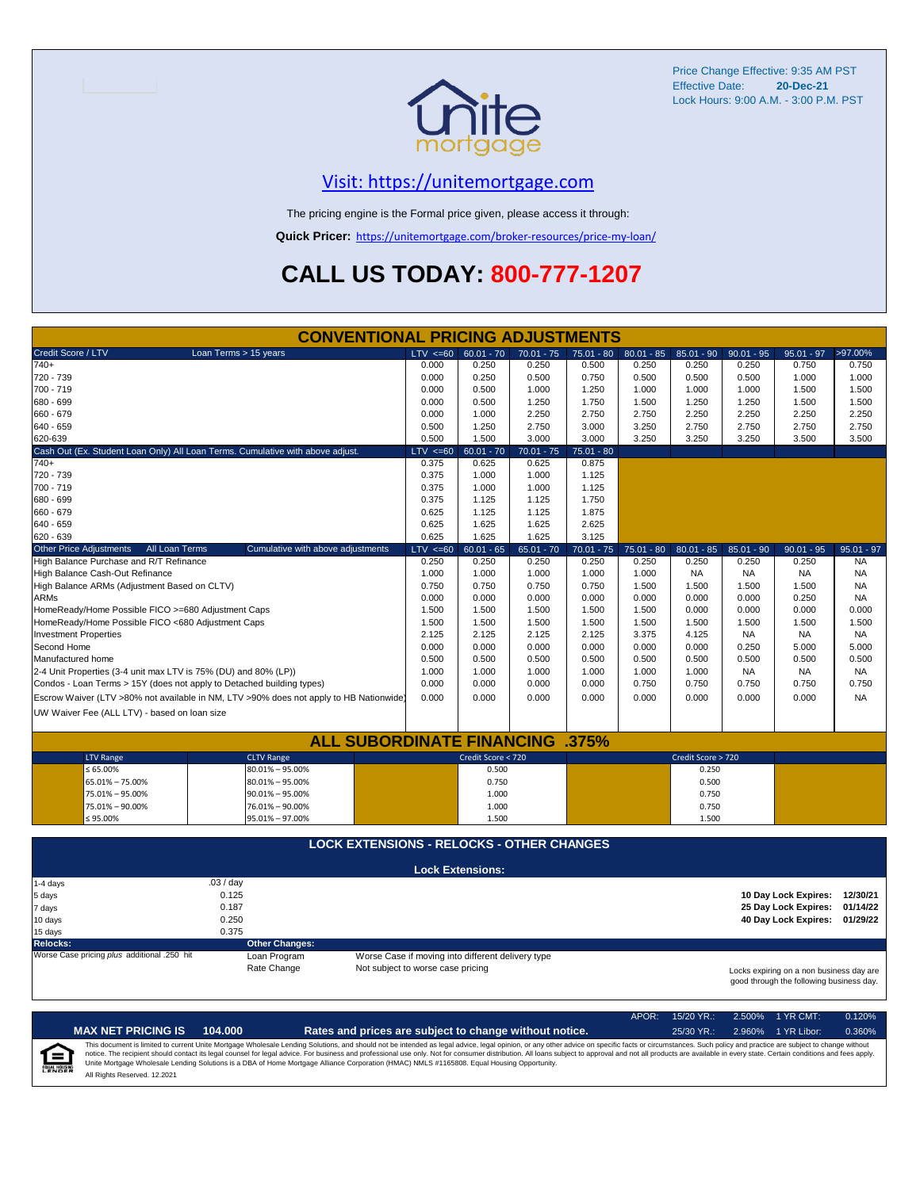Price Change Effective: 9:35 AM PST
Effective Date: **20-Dec-21**
Lock Hours: 9:00 A.M. - 3:00 P.M. PST

## Visit: https://unitemortgage.com

The pricing engine is the Formal price given, please access it through:

**Quick Pricer:** https://unitemortgage.com/broker-resources/price-my-loan/

# CALL US TODAY: 800-777-1207

## CONVENTIONAL PRICING ADJUSTMENTS

| Credit Score / LTV — Loan Terms > 15 years | LTV <=60 | 60.01 - 70 | 70.01 - 75 | 75.01 - 80 | 80.01 - 85 | 85.01 - 90 | 90.01 - 95 | 95.01 - 97 | >97.00% |
|---|---|---|---|---|---|---|---|---|---|
| 740+ | 0.000 | 0.250 | 0.250 | 0.500 | 0.250 | 0.250 | 0.250 | 0.750 | 0.750 |
| 720 - 739 | 0.000 | 0.250 | 0.500 | 0.750 | 0.500 | 0.500 | 0.500 | 1.000 | 1.000 |
| 700 - 719 | 0.000 | 0.500 | 1.000 | 1.250 | 1.000 | 1.000 | 1.000 | 1.500 | 1.500 |
| 680 - 699 | 0.000 | 0.500 | 1.250 | 1.750 | 1.500 | 1.250 | 1.250 | 1.500 | 1.500 |
| 660 - 679 | 0.000 | 1.000 | 2.250 | 2.750 | 2.750 | 2.250 | 2.250 | 2.250 | 2.250 |
| 640 - 659 | 0.500 | 1.250 | 2.750 | 3.000 | 3.250 | 2.750 | 2.750 | 2.750 | 2.750 |
| 620-639 | 0.500 | 1.500 | 3.000 | 3.000 | 3.250 | 3.250 | 3.250 | 3.500 | 3.500 |

| Cash Out (Ex. Student Loan Only) All Loan Terms. Cumulative with above adjust. | LTV <=60 | 60.01 - 70 | 70.01 - 75 | 75.01 - 80 |
|---|---|---|---|---|
| 740+ | 0.375 | 0.625 | 0.625 | 0.875 |
| 720 - 739 | 0.375 | 1.000 | 1.000 | 1.125 |
| 700 - 719 | 0.375 | 1.000 | 1.000 | 1.125 |
| 680 - 699 | 0.375 | 1.125 | 1.125 | 1.750 |
| 660 - 679 | 0.625 | 1.125 | 1.125 | 1.875 |
| 640 - 659 | 0.625 | 1.625 | 1.625 | 2.625 |
| 620 - 639 | 0.625 | 1.625 | 1.625 | 3.125 |

| Other Price Adjustments — All Loan Terms — Cumulative with above adjustments | LTV <=60 | 60.01 - 65 | 65.01 - 70 | 70.01 - 75 | 75.01 - 80 | 80.01 - 85 | 85.01 - 90 | 90.01 - 95 | 95.01 - 97 |
|---|---|---|---|---|---|---|---|---|---|
| High Balance Purchase and R/T Refinance | 0.250 | 0.250 | 0.250 | 0.250 | 0.250 | 0.250 | 0.250 | 0.250 | NA |
| High Balance Cash-Out Refinance | 1.000 | 1.000 | 1.000 | 1.000 | 1.000 | NA | NA | NA | NA |
| High Balance ARMs (Adjustment Based on CLTV) | 0.750 | 0.750 | 0.750 | 0.750 | 1.500 | 1.500 | 1.500 | 1.500 | NA |
| ARMs | 0.000 | 0.000 | 0.000 | 0.000 | 0.000 | 0.000 | 0.000 | 0.250 | NA |
| HomeReady/Home Possible FICO >=680 Adjustment Caps | 1.500 | 1.500 | 1.500 | 1.500 | 1.500 | 0.000 | 0.000 | 0.000 | 0.000 |
| HomeReady/Home Possible FICO <680 Adjustment Caps | 1.500 | 1.500 | 1.500 | 1.500 | 1.500 | 1.500 | 1.500 | 1.500 | 1.500 |
| Investment Properties | 2.125 | 2.125 | 2.125 | 2.125 | 3.375 | 4.125 | NA | NA | NA |
| Second Home | 0.000 | 0.000 | 0.000 | 0.000 | 0.000 | 0.000 | 0.250 | 5.000 | 5.000 |
| Manufactured home | 0.500 | 0.500 | 0.500 | 0.500 | 0.500 | 0.500 | 0.500 | 0.500 | 0.500 |
| 2-4 Unit Properties (3-4 unit max LTV is 75% (DU) and 80% (LP)) | 1.000 | 1.000 | 1.000 | 1.000 | 1.000 | 1.000 | NA | NA | NA |
| Condos - Loan Terms > 15Y (does not apply to Detached building types) | 0.000 | 0.000 | 0.000 | 0.000 | 0.750 | 0.750 | 0.750 | 0.750 | 0.750 |
| Escrow Waiver (LTV >80% not available in NM, LTV >90% does not apply to HB Nationwide) | 0.000 | 0.000 | 0.000 | 0.000 | 0.000 | 0.000 | 0.000 | 0.000 | NA |
| UW Waiver Fee (ALL LTV) - based on loan size | | | | | | | | | |

## ALL SUBORDINATE FINANCING .375%

| LTV Range | CLTV Range | Credit Score < 720 | Credit Score > 720 |
|---|---|---|---|
| ≤ 65.00% | 80.01% – 95.00% | 0.500 | 0.250 |
| 65.01% – 75.00% | 80.01% – 95.00% | 0.750 | 0.500 |
| 75.01% – 95.00% | 90.01% – 95.00% | 1.000 | 0.750 |
| 75.01% – 90.00% | 76.01% – 90.00% | 1.000 | 0.750 |
| ≤ 95.00% | 95.01% – 97.00% | 1.500 | 1.500 |

## LOCK EXTENSIONS - RELOCKS - OTHER CHANGES

**Lock Extensions:**

| Days | Cost |
|---|---|
| 1-4 days | .03 / day |
| 5 days | 0.125 |
| 7 days | 0.187 |
| 10 days | 0.250 |
| 15 days | 0.375 |

| | |
|---|---|
| **10 Day Lock Expires:** | 12/30/21 |
| **25 Day Lock Expires:** | 01/14/22 |
| **40 Day Lock Expires:** | 01/29/22 |

**Relocks:**

Worse Case pricing *plus* additional .250 hit

**Other Changes:**

| | |
|---|---|
| Loan Program | Worse Case if moving into different delivery type |
| Rate Change | Not subject to worse case pricing |

Locks expiring on a non business day are good through the following business day.

| APOR: | 15/20 YR.: | 2.500% | 1 YR CMT: | 0.120% |
|---|---|---|---|---|
| | 25/30 YR.: | 2.960% | 1 YR Libor: | 0.360% |

**MAX NET PRICING IS 104.000**

**Rates and prices are subject to change without notice.**

This document is limited to current Unite Mortgage Wholesale Lending Solutions, and should not be intended as legal advice, legal opinion, or any other advice on specific facts or circumstances. Such policy and practice are subject to change without notice. The recipient should contact its legal counsel for legal advice. For business and professional use only. Not for consumer distribution. All loans subject to approval and not all products are available in every state. Certain conditions and fees apply. Unite Mortgage Wholesale Lending Solutions is a DBA of Home Mortgage Alliance Corporation (HMAC) NMLS #1165808. Equal Housing Opportunity.

All Rights Reserved. 12.2021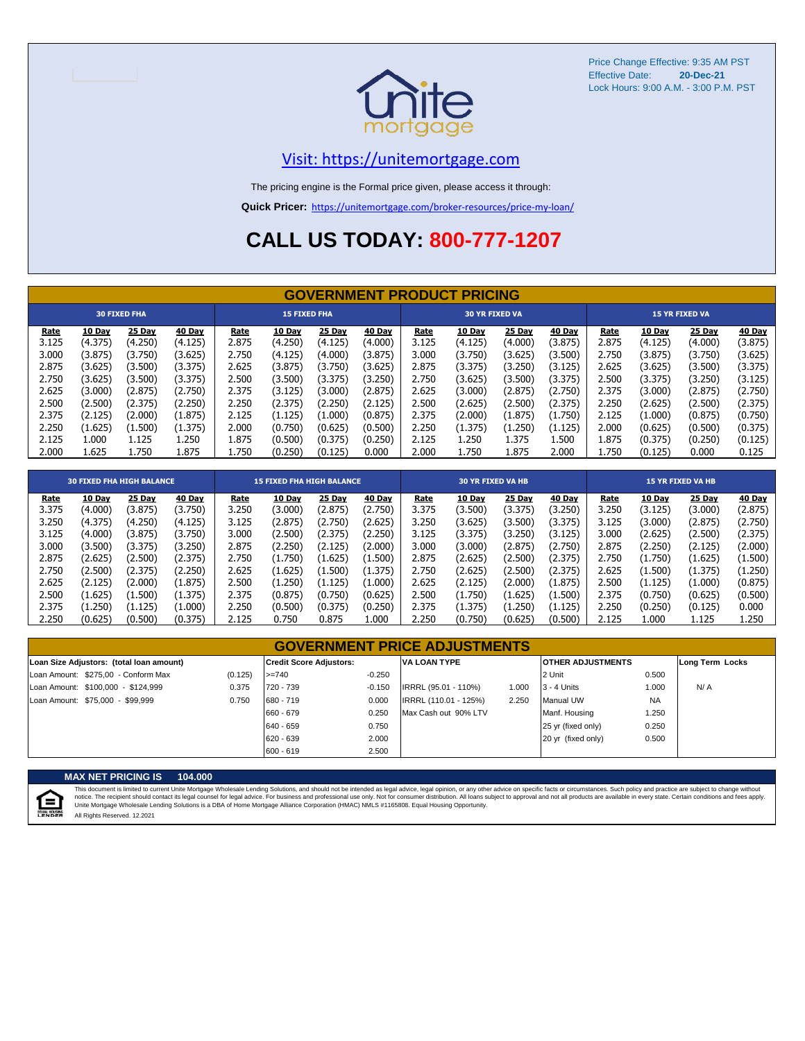Price Change Effective: 9:35 AM PST
Effective Date: **20-Dec-21**
Lock Hours: 9:00 A.M. - 3:00 P.M. PST

unite mortgage

## Visit: https://unitemortgage.com

The pricing engine is the Formal price given, please access it through:

**Quick Pricer:** https://unitemortgage.com/broker-resources/price-my-loan/

# CALL US TODAY: 800-777-1207

## GOVERNMENT PRODUCT PRICING

| 30 FIXED FHA | | | | 15 FIXED FHA | | | | 30 YR FIXED VA | | | | 15 YR FIXED VA | | | |
|---|---|---|---|---|---|---|---|---|---|---|---|---|---|---|---|
| Rate | 10 Day | 25 Day | 40 Day | Rate | 10 Day | 25 Day | 40 Day | Rate | 10 Day | 25 Day | 40 Day | Rate | 10 Day | 25 Day | 40 Day |
| 3.125 | (4.375) | (4.250) | (4.125) | 2.875 | (4.250) | (4.125) | (4.000) | 3.125 | (4.125) | (4.000) | (3.875) | 2.875 | (4.125) | (4.000) | (3.875) |
| 3.000 | (3.875) | (3.750) | (3.625) | 2.750 | (4.125) | (4.000) | (3.875) | 3.000 | (3.750) | (3.625) | (3.500) | 2.750 | (3.875) | (3.750) | (3.625) |
| 2.875 | (3.625) | (3.500) | (3.375) | 2.625 | (3.875) | (3.750) | (3.625) | 2.875 | (3.375) | (3.250) | (3.125) | 2.625 | (3.625) | (3.500) | (3.375) |
| 2.750 | (3.625) | (3.500) | (3.375) | 2.500 | (3.500) | (3.375) | (3.250) | 2.750 | (3.625) | (3.500) | (3.375) | 2.500 | (3.375) | (3.250) | (3.125) |
| 2.625 | (3.000) | (2.875) | (2.750) | 2.375 | (3.125) | (3.000) | (2.875) | 2.625 | (3.000) | (2.875) | (2.750) | 2.375 | (3.000) | (2.875) | (2.750) |
| 2.500 | (2.500) | (2.375) | (2.250) | 2.250 | (2.375) | (2.250) | (2.125) | 2.500 | (2.625) | (2.500) | (2.375) | 2.250 | (2.625) | (2.500) | (2.375) |
| 2.375 | (2.125) | (2.000) | (1.875) | 2.125 | (1.125) | (1.000) | (0.875) | 2.375 | (2.000) | (1.875) | (1.750) | 2.125 | (1.000) | (0.875) | (0.750) |
| 2.250 | (1.625) | (1.500) | (1.375) | 2.000 | (0.750) | (0.625) | (0.500) | 2.250 | (1.375) | (1.250) | (1.125) | 2.000 | (0.625) | (0.500) | (0.375) |
| 2.125 | 1.000 | 1.125 | 1.250 | 1.875 | (0.500) | (0.375) | (0.250) | 2.125 | 1.250 | 1.375 | 1.500 | 1.875 | (0.375) | (0.250) | (0.125) |
| 2.000 | 1.625 | 1.750 | 1.875 | 1.750 | (0.250) | (0.125) | 0.000 | 2.000 | 1.750 | 1.875 | 2.000 | 1.750 | (0.125) | 0.000 | 0.125 |

| 30 FIXED FHA HIGH BALANCE | | | | 15 FIXED FHA HIGH BALANCE | | | | 30 YR FIXED VA HB | | | | 15 YR FIXED VA HB | | | |
|---|---|---|---|---|---|---|---|---|---|---|---|---|---|---|---|
| Rate | 10 Day | 25 Day | 40 Day | Rate | 10 Day | 25 Day | 40 Day | Rate | 10 Day | 25 Day | 40 Day | Rate | 10 Day | 25 Day | 40 Day |
| 3.375 | (4.000) | (3.875) | (3.750) | 3.250 | (3.000) | (2.875) | (2.750) | 3.375 | (3.500) | (3.375) | (3.250) | 3.250 | (3.125) | (3.000) | (2.875) |
| 3.250 | (4.375) | (4.250) | (4.125) | 3.125 | (2.875) | (2.750) | (2.625) | 3.250 | (3.625) | (3.500) | (3.375) | 3.125 | (3.000) | (2.875) | (2.750) |
| 3.125 | (4.000) | (3.875) | (3.750) | 3.000 | (2.500) | (2.375) | (2.250) | 3.125 | (3.375) | (3.250) | (3.125) | 3.000 | (2.625) | (2.500) | (2.375) |
| 3.000 | (3.500) | (3.375) | (3.250) | 2.875 | (2.250) | (2.125) | (2.000) | 3.000 | (3.000) | (2.875) | (2.750) | 2.875 | (2.250) | (2.125) | (2.000) |
| 2.875 | (2.625) | (2.500) | (2.375) | 2.750 | (1.750) | (1.625) | (1.500) | 2.875 | (2.625) | (2.500) | (2.375) | 2.750 | (1.750) | (1.625) | (1.500) |
| 2.750 | (2.500) | (2.375) | (2.250) | 2.625 | (1.625) | (1.500) | (1.375) | 2.750 | (2.625) | (2.500) | (2.375) | 2.625 | (1.500) | (1.375) | (1.250) |
| 2.625 | (2.125) | (2.000) | (1.875) | 2.500 | (1.250) | (1.125) | (1.000) | 2.625 | (2.125) | (2.000) | (1.875) | 2.500 | (1.125) | (1.000) | (0.875) |
| 2.500 | (1.625) | (1.500) | (1.375) | 2.375 | (0.875) | (0.750) | (0.625) | 2.500 | (1.750) | (1.625) | (1.500) | 2.375 | (0.750) | (0.625) | (0.500) |
| 2.375 | (1.250) | (1.125) | (1.000) | 2.250 | (0.500) | (0.375) | (0.250) | 2.375 | (1.375) | (1.250) | (1.125) | 2.250 | (0.250) | (0.125) | 0.000 |
| 2.250 | (0.625) | (0.500) | (0.375) | 2.125 | 0.750 | 0.875 | 1.000 | 2.250 | (0.750) | (0.625) | (0.500) | 2.125 | 1.000 | 1.125 | 1.250 |

## GOVERNMENT PRICE ADJUSTMENTS

| Loan Size Adjustors: (total loan amount) | | Credit Score Adjustors: | | VA LOAN TYPE | | OTHER ADJUSTMENTS | | Long Term Locks |
|---|---|---|---|---|---|---|---|---|
| Loan Amount: $275,000 - Conform Max | (0.125) | >=740 | -0.250 | | | 2 Unit | 0.500 | |
| Loan Amount: $100,000 - $124,999 | 0.375 | 720 - 739 | -0.150 | IRRRL (95.01 - 110%) | 1.000 | 3 - 4 Units | 1.000 | N/A |
| Loan Amount: $75,000 - $99,999 | 0.750 | 680 - 719 | 0.000 | IRRRL (110.01 - 125%) | 2.250 | Manual UW | NA | |
| | | 660 - 679 | 0.250 | Max Cash out 90% LTV | | Manf. Housing | 1.250 | |
| | | 640 - 659 | 0.750 | | | 25 yr (fixed only) | 0.250 | |
| | | 620 - 639 | 2.000 | | | 20 yr (fixed only) | 0.500 | |
| | | 600 - 619 | 2.500 | | | | | |

**MAX NET PRICING IS 104.000**

This document is limited to current Unite Mortgage Wholesale Lending Solutions, and should not be intended as legal advice, legal opinion, or any other advice on specific facts or circumstances. Such policy and practice are subject to change without notice. The recipient should contact its legal counsel for legal advice. For business and professional use only. Not for consumer distribution. All loans subject to approval and not all products are available in every state. Certain conditions and fees apply. Unite Mortgage Wholesale Lending Solutions is a DBA of Home Mortgage Alliance Corporation (HMAC) NMLS #1165808. Equal Housing Opportunity.
All Rights Reserved. 12.2021